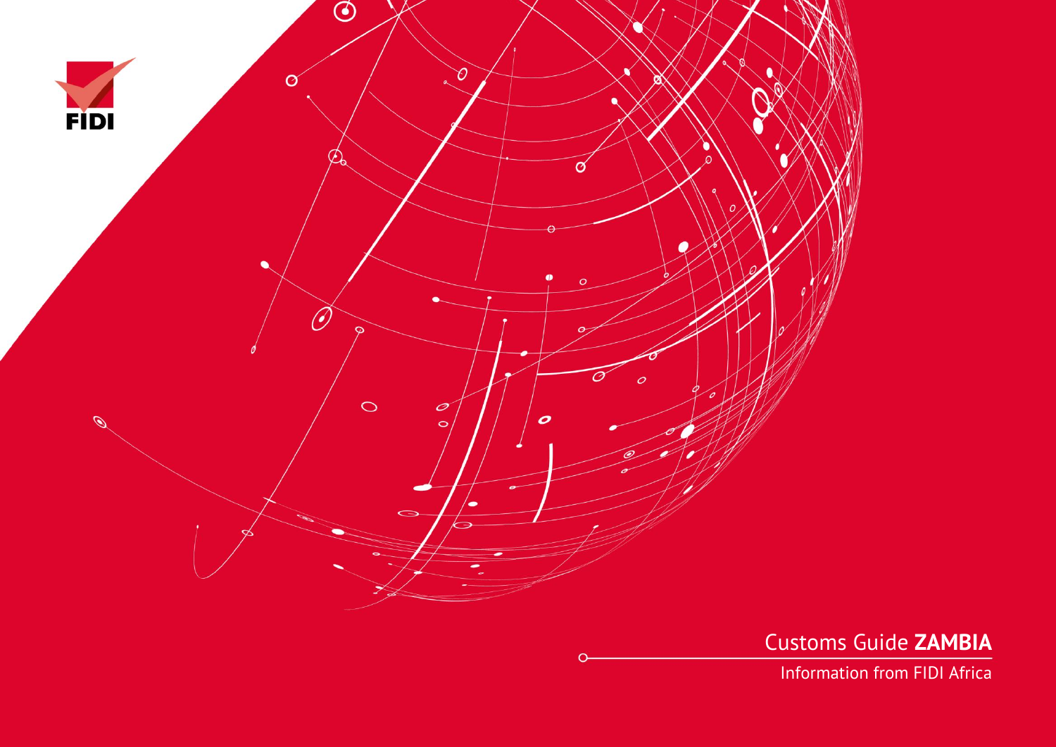FIDI

# Customs Guide **ZAMBIA**

Information from FIDI Africa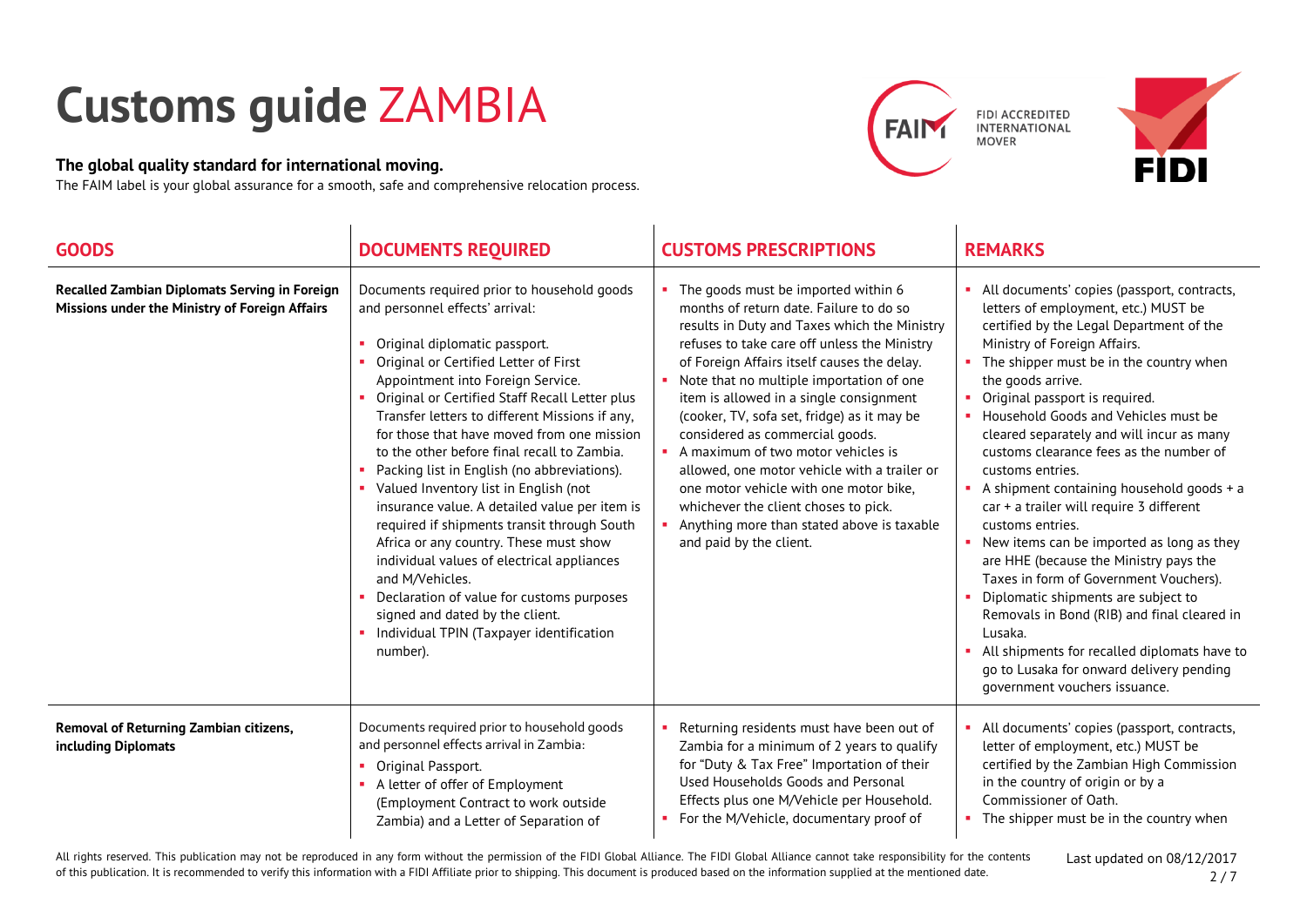# Customs guide ZAMBIA

**The global quality standard for international moving.**

The FAIM label is your global assurance for a smooth, safe and comprehensive relocation process.

FIDI ACCREDITED INTERNATIONAL MOVER

| GOODS | DOCUMENTS REQUIRED | CUSTOMS PRESCRIPTIONS | REMARKS |
|---|---|---|---|
| **Recalled Zambian Diplomats Serving in Foreign Missions under the Ministry of Foreign Affairs** | Documents required prior to household goods and personnel effects' arrival:<br>▪ Original diplomatic passport.<br>▪ Original or Certified Letter of First Appointment into Foreign Service.<br>▪ Original or Certified Staff Recall Letter plus Transfer letters to different Missions if any, for those that have moved from one mission to the other before final recall to Zambia.<br>▪ Packing list in English (no abbreviations).<br>▪ Valued Inventory list in English (not insurance value. A detailed value per item is required if shipments transit through South Africa or any country. These must show individual values of electrical appliances and M/Vehicles.<br>▪ Declaration of value for customs purposes signed and dated by the client.<br>▪ Individual TPIN (Taxpayer identification number). | ▪ The goods must be imported within 6 months of return date. Failure to do so results in Duty and Taxes which the Ministry refuses to take care off unless the Ministry of Foreign Affairs itself causes the delay.<br>▪ Note that no multiple importation of one item is allowed in a single consignment (cooker, TV, sofa set, fridge) as it may be considered as commercial goods.<br>▪ A maximum of two motor vehicles is allowed, one motor vehicle with a trailer or one motor vehicle with one motor bike, whichever the client choses to pick.<br>▪ Anything more than stated above is taxable and paid by the client. | ▪ All documents' copies (passport, contracts, letters of employment, etc.) MUST be certified by the Legal Department of the Ministry of Foreign Affairs.<br>▪ The shipper must be in the country when the goods arrive.<br>▪ Original passport is required.<br>▪ Household Goods and Vehicles must be cleared separately and will incur as many customs clearance fees as the number of customs entries.<br>▪ A shipment containing household goods + a car + a trailer will require 3 different customs entries.<br>▪ New items can be imported as long as they are HHE (because the Ministry pays the Taxes in form of Government Vouchers).<br>▪ Diplomatic shipments are subject to Removals in Bond (RIB) and final cleared in Lusaka.<br>▪ All shipments for recalled diplomats have to go to Lusaka for onward delivery pending government vouchers issuance. |
| **Removal of Returning Zambian citizens, including Diplomats** | Documents required prior to household goods and personnel effects arrival in Zambia:<br>▪ Original Passport.<br>▪ A letter of offer of Employment (Employment Contract to work outside Zambia) and a Letter of Separation of | ▪ Returning residents must have been out of Zambia for a minimum of 2 years to qualify for "Duty & Tax Free" Importation of their Used Households Goods and Personal Effects plus one M/Vehicle per Household.<br>▪ For the M/Vehicle, documentary proof of | ▪ All documents' copies (passport, contracts, letter of employment, etc.) MUST be certified by the Zambian High Commission in the country of origin or by a Commissioner of Oath.<br>▪ The shipper must be in the country when |

All rights reserved. This publication may not be reproduced in any form without the permission of the FIDI Global Alliance. The FIDI Global Alliance cannot take responsibility for the contents of this publication. It is recommended to verify this information with a FIDI Affiliate prior to shipping. This document is produced based on the information supplied at the mentioned date.

Last updated on 08/12/2017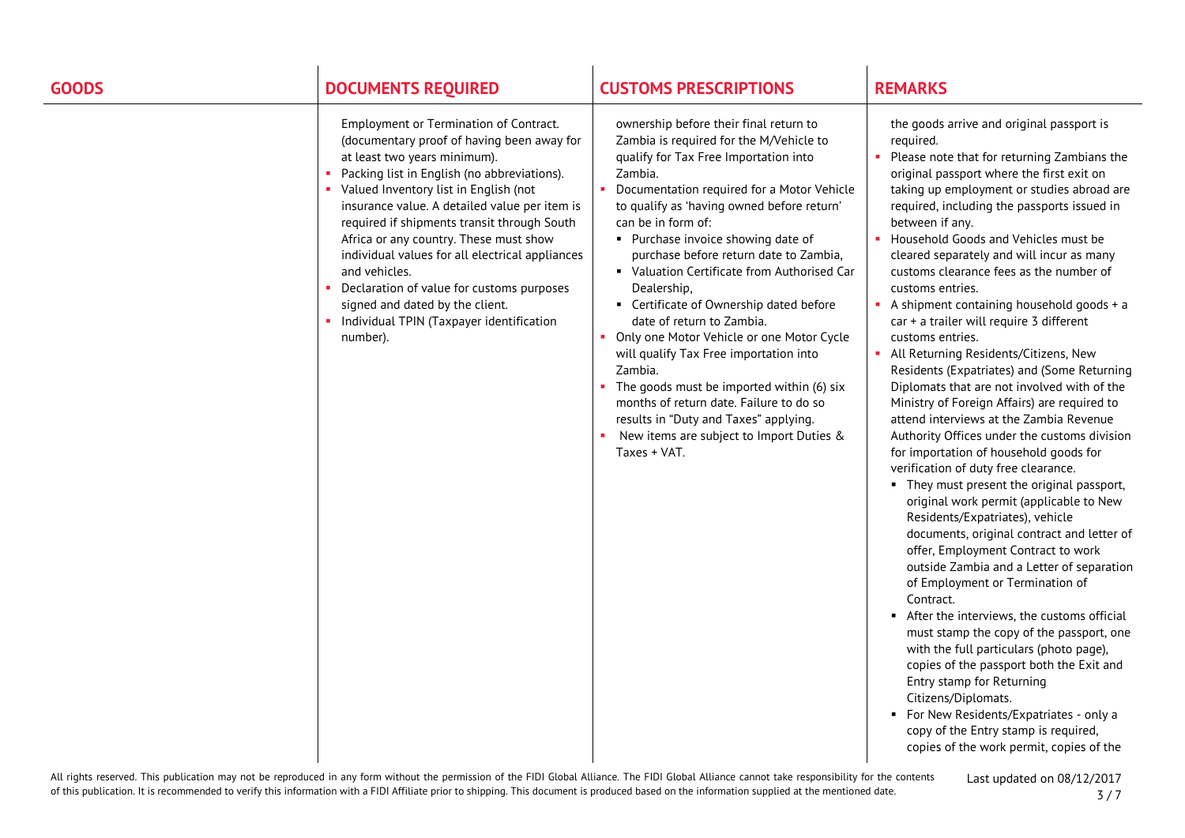| GOODS | DOCUMENTS REQUIRED | CUSTOMS PRESCRIPTIONS | REMARKS |
|---|---|---|---|
| | Employment or Termination of Contract. (documentary proof of having been away for at least two years minimum).<br>▪ Packing list in English (no abbreviations).<br>▪ Valued Inventory list in English (not insurance value. A detailed value per item is required if shipments transit through South Africa or any country. These must show individual values for all electrical appliances and vehicles.<br>▪ Declaration of value for customs purposes signed and dated by the client.<br>▪ Individual TPIN (Taxpayer identification number). | ownership before their final return to Zambia is required for the M/Vehicle to qualify for Tax Free Importation into Zambia.<br>▪ Documentation required for a Motor Vehicle to qualify as 'having owned before return' can be in form of:<br>&nbsp;&nbsp;▪ Purchase invoice showing date of purchase before return date to Zambia,<br>&nbsp;&nbsp;▪ Valuation Certificate from Authorised Car Dealership,<br>&nbsp;&nbsp;▪ Certificate of Ownership dated before date of return to Zambia.<br>▪ Only one Motor Vehicle or one Motor Cycle will qualify Tax Free importation into Zambia.<br>▪ The goods must be imported within (6) six months of return date. Failure to do so results in "Duty and Taxes" applying.<br>▪ New items are subject to Import Duties & Taxes + VAT. | the goods arrive and original passport is required.<br>▪ Please note that for returning Zambians the original passport where the first exit on taking up employment or studies abroad are required, including the passports issued in between if any.<br>▪ Household Goods and Vehicles must be cleared separately and will incur as many customs clearance fees as the number of customs entries.<br>▪ A shipment containing household goods + a car + a trailer will require 3 different customs entries.<br>▪ All Returning Residents/Citizens, New Residents (Expatriates) and (Some Returning Diplomats that are not involved with of the Ministry of Foreign Affairs) are required to attend interviews at the Zambia Revenue Authority Offices under the customs division for importation of household goods for verification of duty free clearance.<br>&nbsp;&nbsp;▪ They must present the original passport, original work permit (applicable to New Residents/Expatriates), vehicle documents, original contract and letter of offer, Employment Contract to work outside Zambia and a Letter of separation of Employment or Termination of Contract.<br>&nbsp;&nbsp;▪ After the interviews, the customs official must stamp the copy of the passport, one with the full particulars (photo page), copies of the passport both the Exit and Entry stamp for Returning Citizens/Diplomats.<br>&nbsp;&nbsp;▪ For New Residents/Expatriates - only a copy of the Entry stamp is required, copies of the work permit, copies of the |

All rights reserved. This publication may not be reproduced in any form without the permission of the FIDI Global Alliance. The FIDI Global Alliance cannot take responsibility for the contents of this publication. It is recommended to verify this information with a FIDI Affiliate prior to shipping. This document is produced based on the information supplied at the mentioned date.

Last updated on 08/12/2017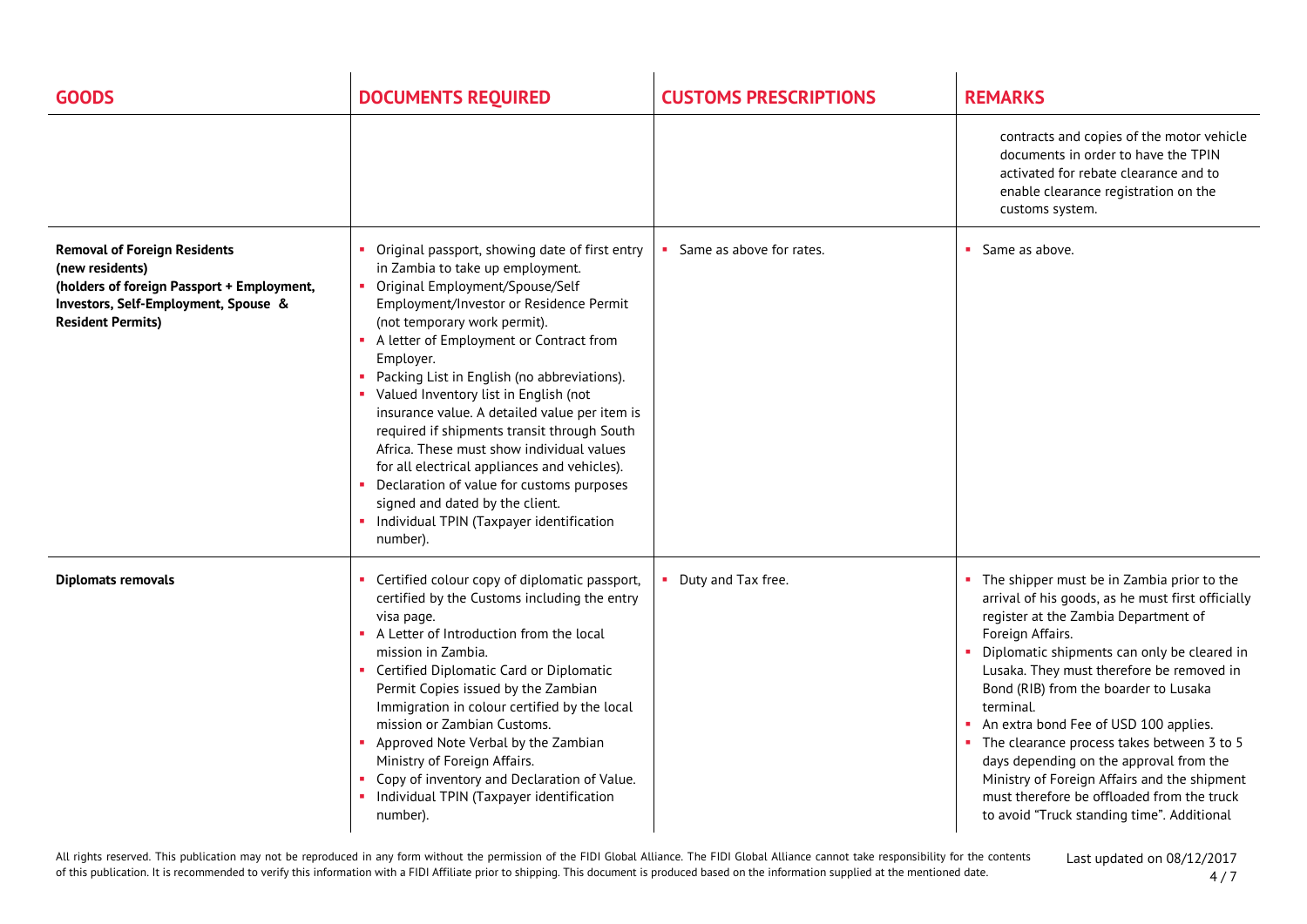| GOODS | DOCUMENTS REQUIRED | CUSTOMS PRESCRIPTIONS | REMARKS |
|---|---|---|---|
| | | | contracts and copies of the motor vehicle documents in order to have the TPIN activated for rebate clearance and to enable clearance registration on the customs system. |
| **Removal of Foreign Residents (new residents) (holders of foreign Passport + Employment, Investors, Self-Employment, Spouse & Resident Permits)** | ▪ Original passport, showing date of first entry in Zambia to take up employment.<br>▪ Original Employment/Spouse/Self Employment/Investor or Residence Permit (not temporary work permit).<br>▪ A letter of Employment or Contract from Employer.<br>▪ Packing List in English (no abbreviations).<br>▪ Valued Inventory list in English (not insurance value. A detailed value per item is required if shipments transit through South Africa. These must show individual values for all electrical appliances and vehicles).<br>▪ Declaration of value for customs purposes signed and dated by the client.<br>▪ Individual TPIN (Taxpayer identification number). | ▪ Same as above for rates. | ▪ Same as above. |
| **Diplomats removals** | ▪ Certified colour copy of diplomatic passport, certified by the Customs including the entry visa page.<br>▪ A Letter of Introduction from the local mission in Zambia.<br>▪ Certified Diplomatic Card or Diplomatic Permit Copies issued by the Zambian Immigration in colour certified by the local mission or Zambian Customs.<br>▪ Approved Note Verbal by the Zambian Ministry of Foreign Affairs.<br>▪ Copy of inventory and Declaration of Value.<br>▪ Individual TPIN (Taxpayer identification number). | ▪ Duty and Tax free. | ▪ The shipper must be in Zambia prior to the arrival of his goods, as he must first officially register at the Zambia Department of Foreign Affairs.<br>▪ Diplomatic shipments can only be cleared in Lusaka. They must therefore be removed in Bond (RIB) from the boarder to Lusaka terminal.<br>▪ An extra bond Fee of USD 100 applies.<br>▪ The clearance process takes between 3 to 5 days depending on the approval from the Ministry of Foreign Affairs and the shipment must therefore be offloaded from the truck to avoid "Truck standing time". Additional |

All rights reserved. This publication may not be reproduced in any form without the permission of the FIDI Global Alliance. The FIDI Global Alliance cannot take responsibility for the contents of this publication. It is recommended to verify this information with a FIDI Affiliate prior to shipping. This document is produced based on the information supplied at the mentioned date.

Last updated on 08/12/2017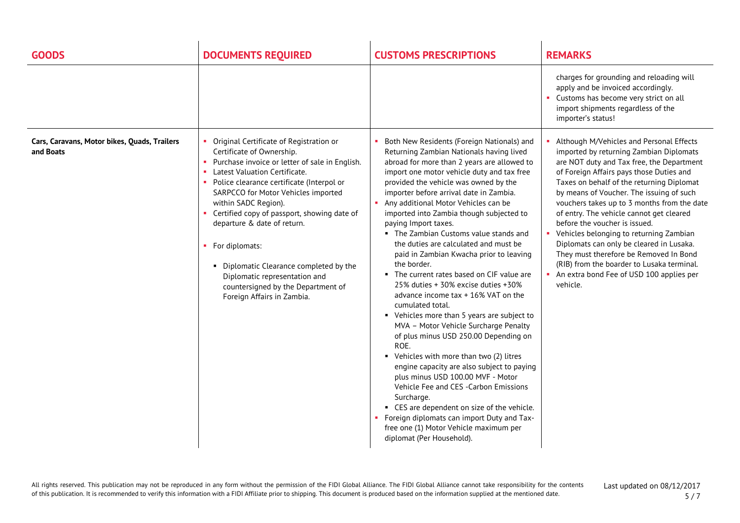| GOODS | DOCUMENTS REQUIRED | CUSTOMS PRESCRIPTIONS | REMARKS |
|---|---|---|---|
| | | | charges for grounding and reloading will apply and be invoiced accordingly.<br>▪ Customs has become very strict on all import shipments regardless of the importer's status! |
| **Cars, Caravans, Motor bikes, Quads, Trailers and Boats** | ▪ Original Certificate of Registration or Certificate of Ownership.<br>▪ Purchase invoice or letter of sale in English.<br>▪ Latest Valuation Certificate.<br>▪ Police clearance certificate (Interpol or SARPCCO for Motor Vehicles imported within SADC Region).<br>▪ Certified copy of passport, showing date of departure & date of return.<br>▪ For diplomats:<br>  ▪ Diplomatic Clearance completed by the Diplomatic representation and countersigned by the Department of Foreign Affairs in Zambia. | ▪ Both New Residents (Foreign Nationals) and Returning Zambian Nationals having lived abroad for more than 2 years are allowed to import one motor vehicle duty and tax free provided the vehicle was owned by the importer before arrival date in Zambia.<br>▪ Any additional Motor Vehicles can be imported into Zambia though subjected to paying Import taxes.<br>  ▪ The Zambian Customs value stands and the duties are calculated and must be paid in Zambian Kwacha prior to leaving the border.<br>  ▪ The current rates based on CIF value are 25% duties + 30% excise duties +30% advance income tax + 16% VAT on the cumulated total.<br>  ▪ Vehicles more than 5 years are subject to MVA – Motor Vehicle Surcharge Penalty of plus minus USD 250.00 Depending on ROE.<br>  ▪ Vehicles with more than two (2) litres engine capacity are also subject to paying plus minus USD 100.00 MVF - Motor Vehicle Fee and CES -Carbon Emissions Surcharge.<br>  ▪ CES are dependent on size of the vehicle.<br>▪ Foreign diplomats can import Duty and Tax-free one (1) Motor Vehicle maximum per diplomat (Per Household). | ▪ Although M/Vehicles and Personal Effects imported by returning Zambian Diplomats are NOT duty and Tax free, the Department of Foreign Affairs pays those Duties and Taxes on behalf of the returning Diplomat by means of Voucher. The issuing of such vouchers takes up to 3 months from the date of entry. The vehicle cannot get cleared before the voucher is issued.<br>▪ Vehicles belonging to returning Zambian Diplomats can only be cleared in Lusaka. They must therefore be Removed In Bond (RIB) from the boarder to Lusaka terminal.<br>▪ An extra bond Fee of USD 100 applies per vehicle. |

All rights reserved. This publication may not be reproduced in any form without the permission of the FIDI Global Alliance. The FIDI Global Alliance cannot take responsibility for the contents of this publication. It is recommended to verify this information with a FIDI Affiliate prior to shipping. This document is produced based on the information supplied at the mentioned date.

Last updated on 08/12/2017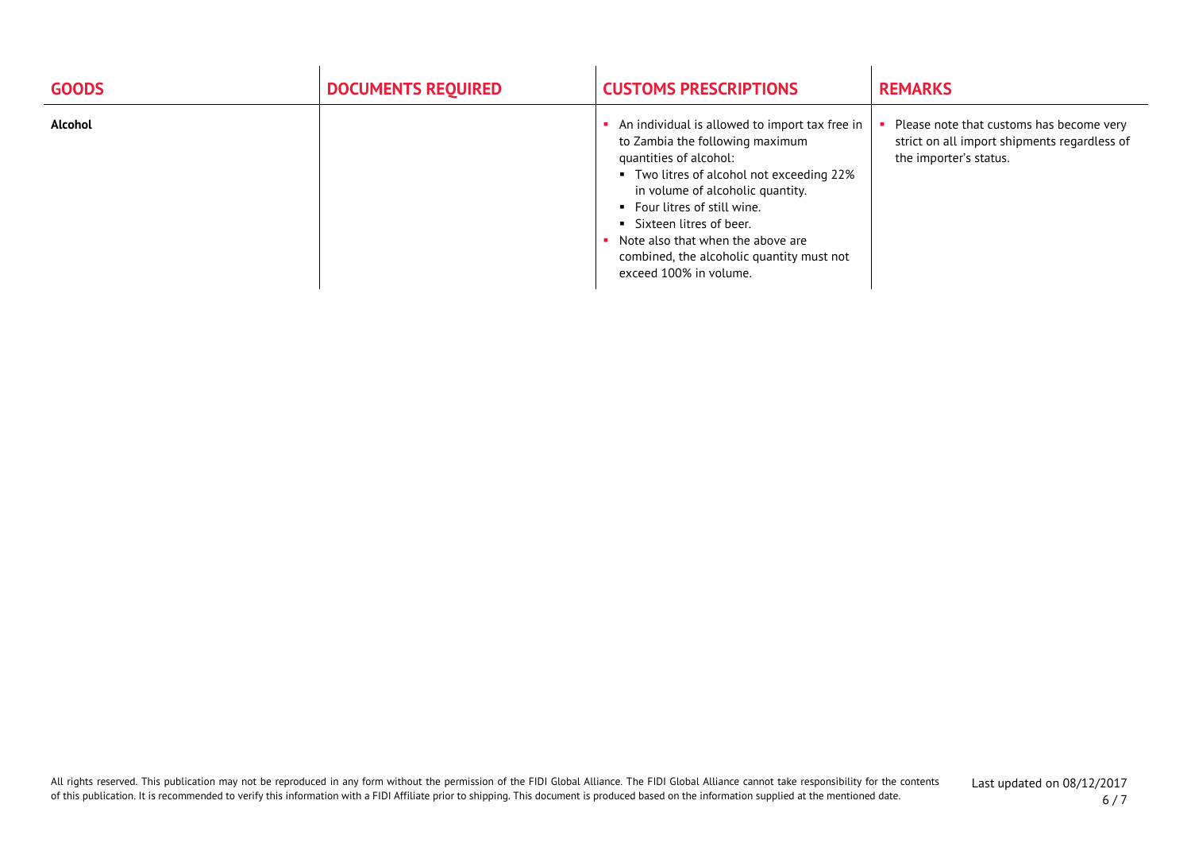| GOODS | DOCUMENTS REQUIRED | CUSTOMS PRESCRIPTIONS | REMARKS |
|---|---|---|---|
| **Alcohol** | | - An individual is allowed to import tax free in to Zambia the following maximum quantities of alcohol:<br>  - Two litres of alcohol not exceeding 22% in volume of alcoholic quantity.<br>  - Four litres of still wine.<br>  - Sixteen litres of beer.<br>- Note also that when the above are combined, the alcoholic quantity must not exceed 100% in volume. | - Please note that customs has become very strict on all import shipments regardless of the importer's status. |

All rights reserved. This publication may not be reproduced in any form without the permission of the FIDI Global Alliance. The FIDI Global Alliance cannot take responsibility for the contents of this publication. It is recommended to verify this information with a FIDI Affiliate prior to shipping. This document is produced based on the information supplied at the mentioned date.

Last updated on 08/12/2017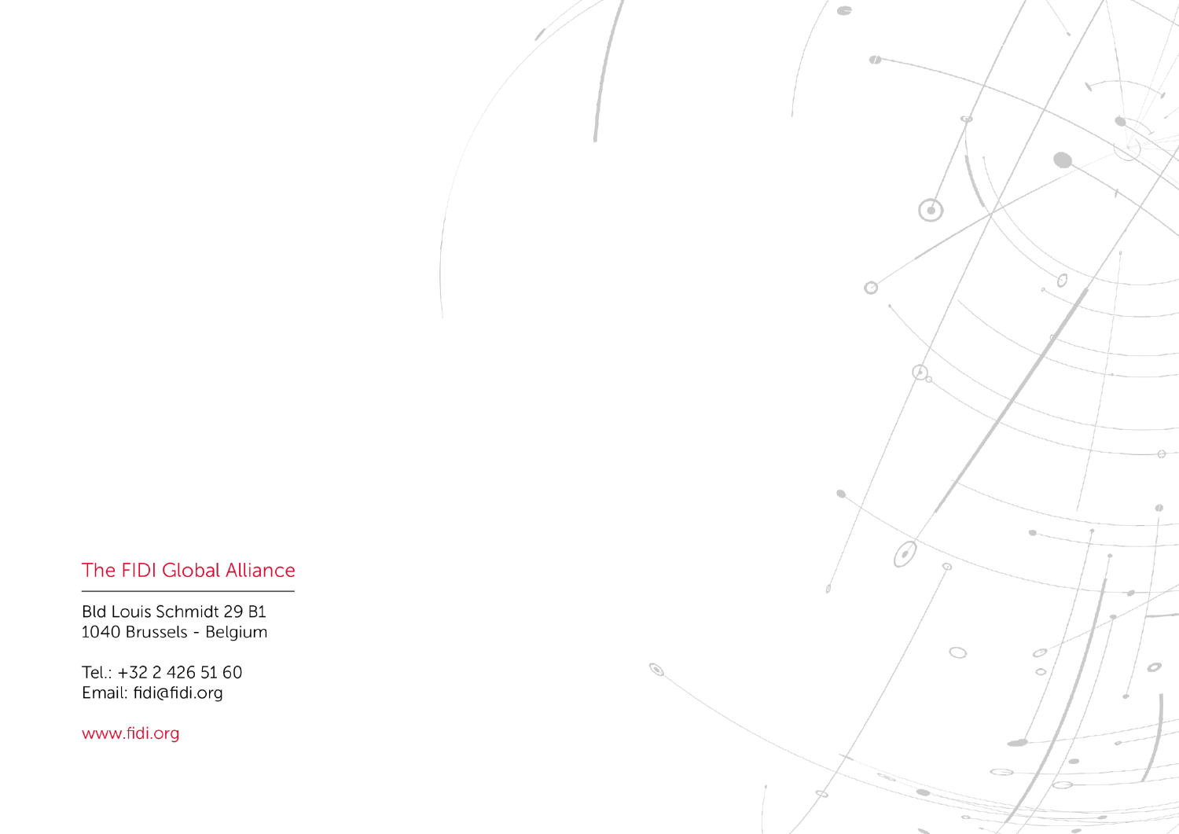## The FIDI Global Alliance

Bld Louis Schmidt 29 B1
1040 Brussels - Belgium

Tel.: +32 2 426 51 60
Email: fidi@fidi.org

www.fidi.org